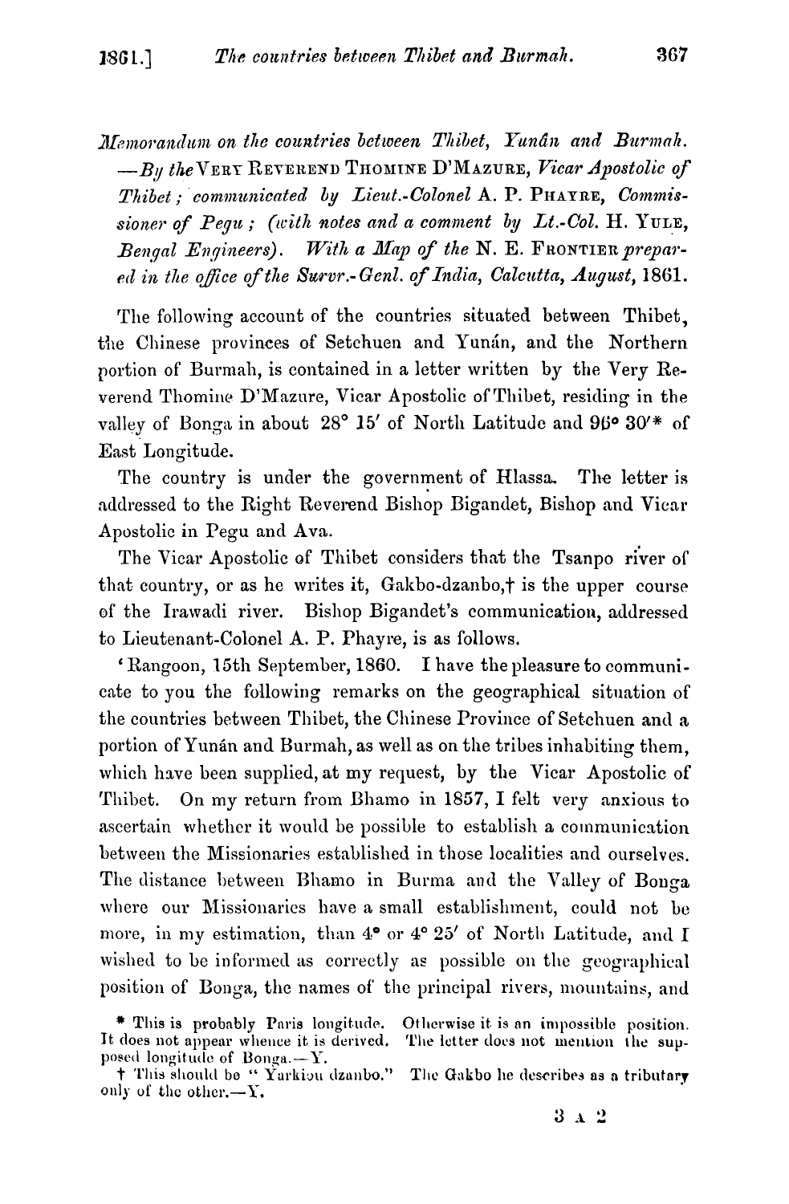*Memorandum on the countries between Thibet, Yunân and Burmah.* —*By the* VERY REVEREND THOMINE D'MAZURE, *Vicar Apostolic of Thibet; communicated by Lieut.-Colonel* A. P. PHAYRE, *Commissioner of Pegu; (with notes and a comment by Lt.-Col.* H. YULE, *Bengal Engineers). With a Map of the* N. E. FRONTIER *prepared in the office of the Survr.-Genl. of India, Calcutta, August,* 1861.

The following account of the countries situated between Thibet, the Chinese provinces of Setchuen and Yunán, and the Northern portion of Burmah, is contained in a letter written by the Very Reverend Thomine D'Mazure, Vicar Apostolic of Thibet, residing in the valley of Bonga in about 28° 15′ of North Latitude and 96° 30′* of East Longitude.

The country is under the government of Hlassa. The letter is addressed to the Right Reverend Bishop Bigandet, Bishop and Vicar Apostolic in Pegu and Ava.

The Vicar Apostolic of Thibet considers that the Tsanpo river of that country, or as he writes it, Gakbo-dzanbo,† is the upper course of the Irawadi river. Bishop Bigandet's communication, addressed to Lieutenant-Colonel A. P. Phayre, is as follows.

'Rangoon, 15th September, 1860. I have the pleasure to communicate to you the following remarks on the geographical situation of the countries between Thibet, the Chinese Province of Setchuen and a portion of Yunán and Burmah, as well as on the tribes inhabiting them, which have been supplied, at my request, by the Vicar Apostolic of Thibet. On my return from Bhamo in 1857, I felt very anxious to ascertain whether it would be possible to establish a communication between the Missionaries established in those localities and ourselves. The distance between Bhamo in Burma and the Valley of Bonga where our Missionaries have a small establishment, could not be more, in my estimation, than 4° or 4° 25′ of North Latitude, and I wished to be informed as correctly as possible on the geographical position of Bonga, the names of the principal rivers, mountains, and

\* This is probably Paris longitude. Otherwise it is an impossible position. It does not appear whence it is derived. The letter does not mention the supposed longitude of Bonga.—Y.

† This should be "Yarkiou dzanbo." The Gakbo he describes as a tributary only of the other.—Y.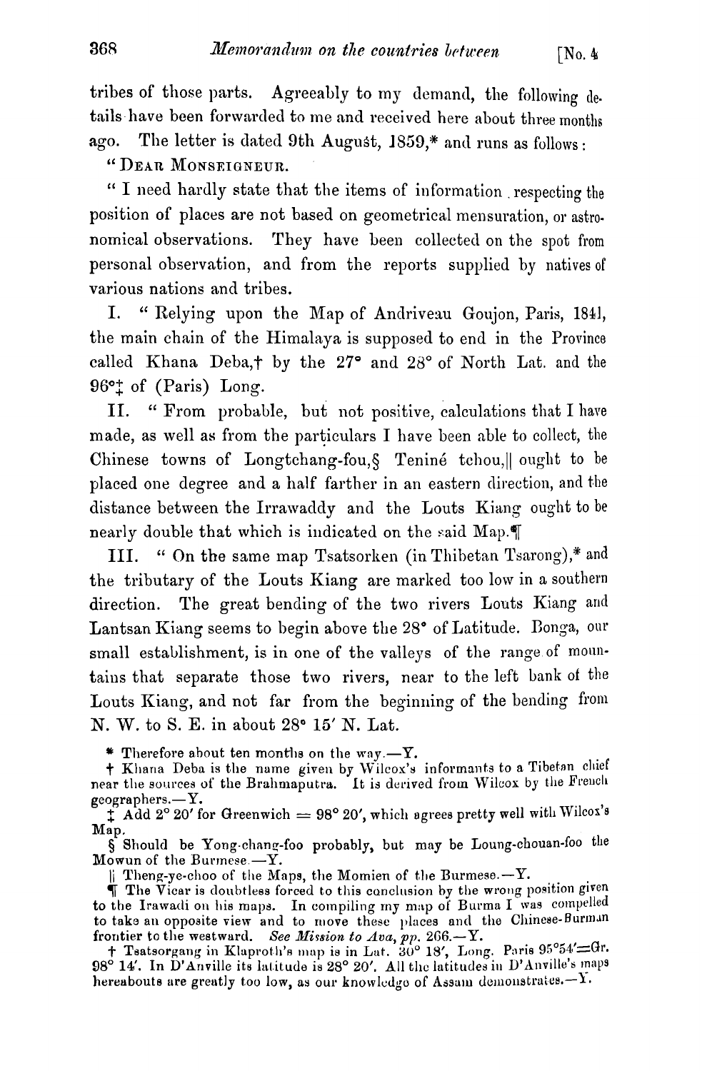tribes of those parts. Agreeably to my demand, the following details have been forwarded to me and received here about three months ago. The letter is dated 9th August, 1859,* and runs as follows:

"DEAR MONSEIGNEUR.

"I need hardly state that the items of information respecting the position of places are not based on geometrical mensuration, or astronomical observations. They have been collected on the spot from personal observation, and from the reports supplied by natives of various nations and tribes.

I. "Relying upon the Map of Andriveau Goujon, Paris, 1841, the main chain of the Himalaya is supposed to end in the Province called Khana Deba,† by the 27° and 28° of North Lat. and the 96°‡ of (Paris) Long.

II. "From probable, but not positive, calculations that I have made, as well as from the particulars I have been able to collect, the Chinese towns of Longtchang-fou,§ Teniné tchou,‖ ought to be placed one degree and a half farther in an eastern direction, and the distance between the Irrawaddy and the Louts Kiang ought to be nearly double that which is indicated on the said Map.¶

III. "On the same map Tsatsorken (in Thibetan Tsarong),* and the tributary of the Louts Kiang are marked too low in a southern direction. The great bending of the two rivers Louts Kiang and Lantsan Kiang seems to begin above the 28° of Latitude. Bonga, our small establishment, is in one of the valleys of the range of mountains that separate those two rivers, near to the left bank of the Louts Kiang, and not far from the beginning of the bending from N. W. to S. E. in about 28° 15′ N. Lat.

---

* Therefore about ten months on the way.—Y.

† Khana Deba is the name given by Wilcox's informants to a Tibetan chief near the sources of the Brahmaputra. It is derived from Wilcox by the French geographers.—Y.

‡ Add 2° 20′ for Greenwich = 98° 20′, which agrees pretty well with Wilcox's Map.

§ Should be Yong-chang-foo probably, but may be Loung-chouan-foo the Mowun of the Burmese.—Y.

‖ Theng-ye-choo of the Maps, the Momien of the Burmese.—Y.

¶ The Vicar is doubtless forced to this conclusion by the wrong position given to the Irawadi on his maps. In compiling my map of Burma I was compelled to take an opposite view and to move these places and the Chinese-Burman frontier to the westward. *See Mission to Ava, pp.* 266.—Y.

† Tsatsorgang in Klaproth's map is in Lat. 30° 18′, Long. Paris 95°54′=Gr. 98° 14′. In D'Anville its latitude is 28° 20′. All the latitudes in D'Anville's maps hereabouts are greatly too low, as our knowledge of Assam demonstrates.—Y.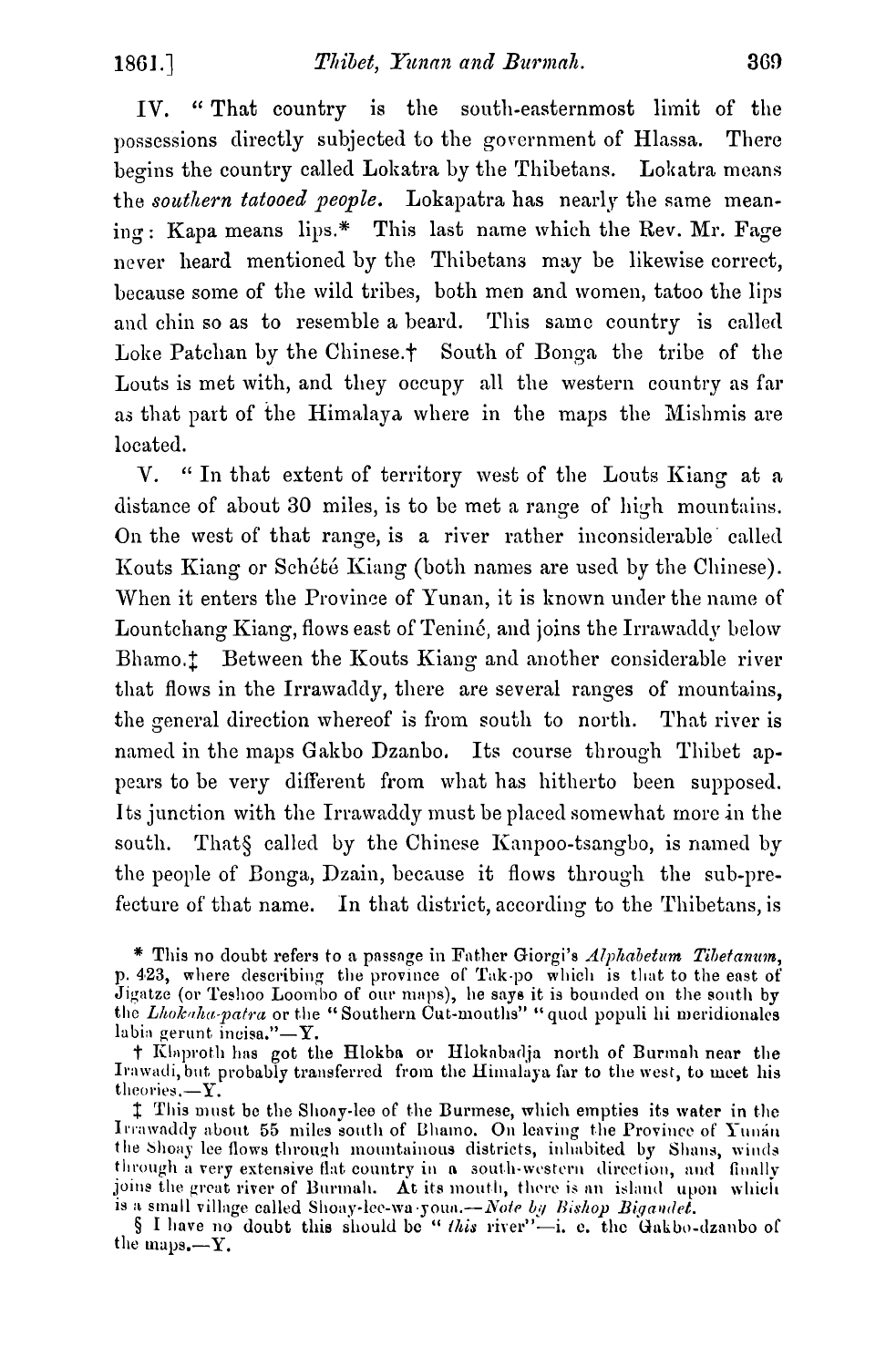IV. "That country is the south-easternmost limit of the possessions directly subjected to the government of Hlassa. There begins the country called Lokatra by the Thibetans. Lokatra means the *southern tatooed people.* Lokapatra has nearly the same meaning: Kapa means lips.* This last name which the Rev. Mr. Fage never heard mentioned by the Thibetans may be likewise correct, because some of the wild tribes, both men and women, tatoo the lips and chin so as to resemble a beard. This same country is called Loke Patchan by the Chinese.† South of Bonga the tribe of the Louts is met with, and they occupy all the western country as far as that part of the Himalaya where in the maps the Mishmis are located.

V. "In that extent of territory west of the Louts Kiang at a distance of about 30 miles, is to be met a range of high mountains. On the west of that range, is a river rather inconsiderable called Kouts Kiang or Schété Kiang (both names are used by the Chinese). When it enters the Province of Yunan, it is known under the name of Lountchang Kiang, flows east of Teniné, and joins the Irrawaddy below Bhamo.‡ Between the Kouts Kiang and another considerable river that flows in the Irrawaddy, there are several ranges of mountains, the general direction whereof is from south to north. That river is named in the maps Gakbo Dzanbo. Its course through Thibet appears to be very different from what has hitherto been supposed. Its junction with the Irrawaddy must be placed somewhat more in the south. That§ called by the Chinese Kanpoo-tsangbo, is named by the people of Bonga, Dzain, because it flows through the sub-prefecture of that name. In that district, according to the Thibetans, is

* This no doubt refers to a passage in Father Giorgi's *Alphabetum Tibetanum*, p. 423, where describing the province of Tak-po which is that to the east of Jigatze (or Teshoo Loombo of our maps), he says it is bounded on the south by the *Lhokaha-patra* or the "Southern Cut-mouths" "quod populi hi meridionales labia gerunt incisa."—Y.

† Klaproth has got the Hlokba or Hlokabadja north of Burmah near the Irawadi, but probably transferred from the Himalaya far to the west, to meet his theories.—Y.

‡ This must be the Shoay-lee of the Burmese, which empties its water in the Irrawaddy about 55 miles south of Bhamo. On leaving the Province of Yunan the Shoay lee flows through mountainous districts, inhabited by Shans, winds through a very extensive flat country in a south-western direction, and finally joins the great river of Burmah. At its mouth, there is an island upon which is a small village called Shoay-lee-wa-youn.—*Note by Bishop Bigandet.*

§ I have no doubt this should be "*this* river"—i. e. the Gakbo-dzanbo of the maps.—Y.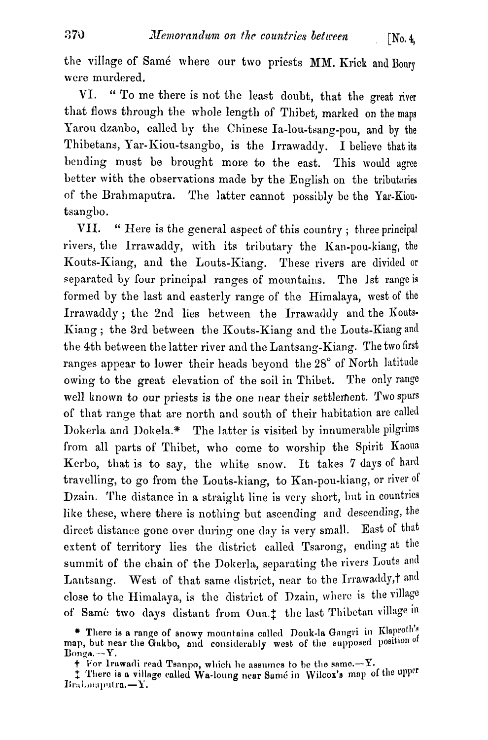the village of Samé where our two priests MM. Krick and Bourry were murdered.

VI. " To me there is not the least doubt, that the great river that flows through the whole length of Thibet, marked on the maps Yarou dzanbo, called by the Chinese Ia-lou-tsang-pou, and by the Thibetans, Yar-Kiou-tsangbo, is the Irrawaddy. I believe that its bending must be brought more to the east. This would agree better with the observations made by the English on the tributaries of the Brahmaputra. The latter cannot possibly be the Yar-Kiou-tsangbo.

VII. " Here is the general aspect of this country ; three principal rivers, the Irrawaddy, with its tributary the Kan-pou-kiang, the Kouts-Kiang, and the Louts-Kiang. These rivers are divided or separated by four principal ranges of mountains. The 1st range is formed by the last and easterly range of the Himalaya, west of the Irrawaddy ; the 2nd lies between the Irrawaddy and the Kouts-Kiang ; the 3rd between the Kouts-Kiang and the Louts-Kiang and the 4th between the latter river and the Lantsang-Kiang. The two first ranges appear to lower their heads beyond the 28° of North latitude owing to the great elevation of the soil in Thibet. The only range well known to our priests is the one near their settlement. Two spurs of that range that are north and south of their habitation are called Dokerla and Dokela.* The latter is visited by innumerable pilgrims from all parts of Thibet, who come to worship the Spirit Kaoua Kerbo, that is to say, the white snow. It takes 7 days of hard travelling, to go from the Louts-kiang, to Kan-pou-kiang, or river of Dzain. The distance in a straight line is very short, but in countries like these, where there is nothing but ascending and descending, the direct distance gone over during one day is very small. East of that extent of territory lies the district called Tsarong, ending at the summit of the chain of the Dokerla, separating the rivers Louts and Lantsang. West of that same district, near to the Irrawaddy,† and close to the Himalaya, is the district of Dzain, where is the village of Samé two days distant from Oua.‡ the last Thibetan village in

* There is a range of snowy mountains called Douk-la Gangri in Klaproth's map, but near the Gakbo, and considerably west of the supposed position of Bonga.—Y.

† For Irawadi read Tsanpo, which he assumes to be the same.—Y.

‡ There is a village called Wa-loung near Samé in Wilcox's map of the upper Brahmaputra.—Y.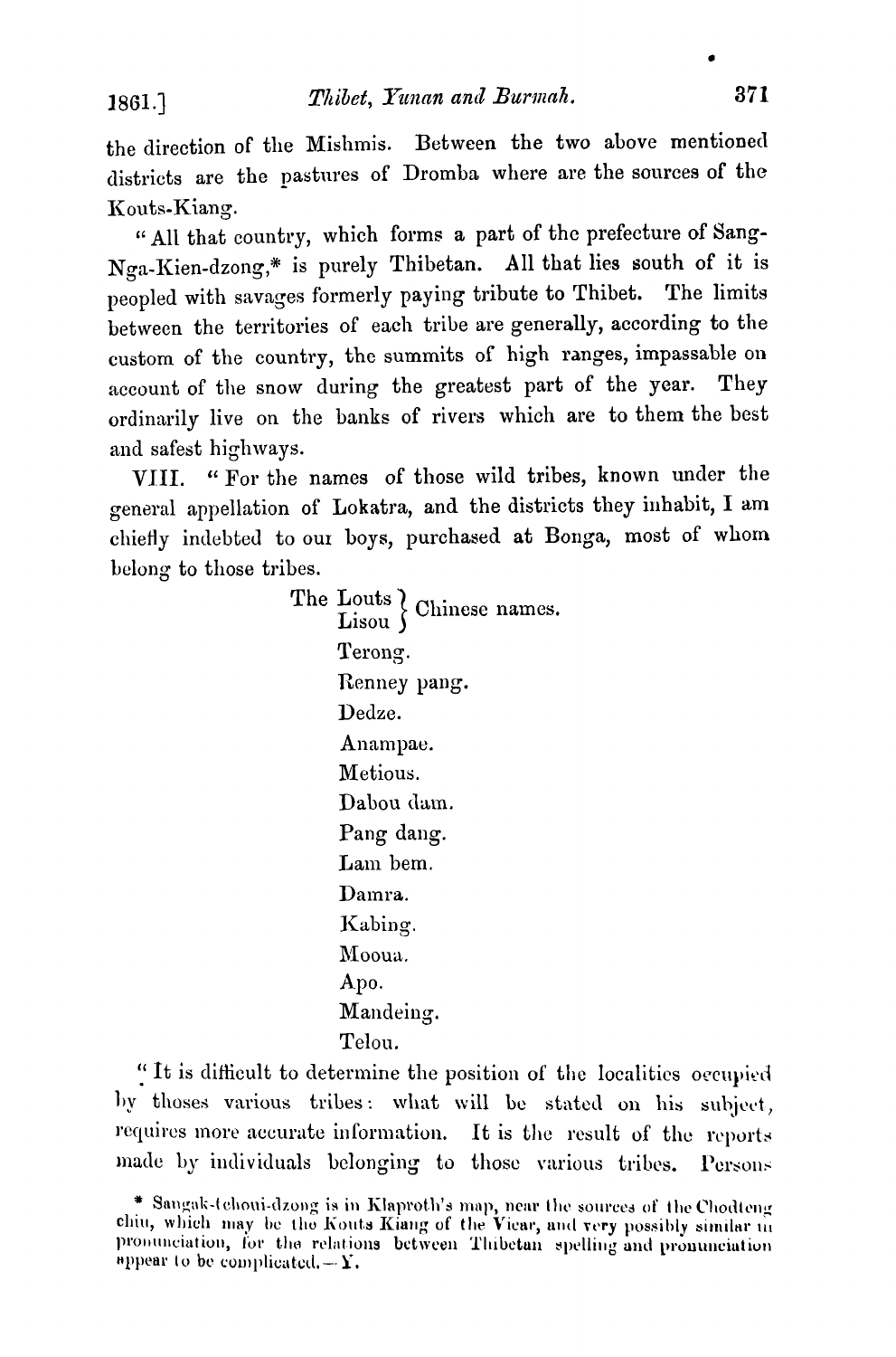the direction of the Mishmis. Between the two above mentioned districts are the pastures of Dromba where are the sources of the Kouts-Kiang.

"All that country, which forms a part of the prefecture of Sang-Nga-Kien-dzong,* is purely Thibetan. All that lies south of it is peopled with savages formerly paying tribute to Thibet. The limits between the territories of each tribe are generally, according to the custom of the country, the summits of high ranges, impassable on account of the snow during the greatest part of the year. They ordinarily live on the banks of rivers which are to them the best and safest highways.

VIII. "For the names of those wild tribes, known under the general appellation of Lokatra, and the districts they inhabit, I am chiefly indebted to our boys, purchased at Bonga, most of whom belong to those tribes.

The Louts } Chinese names.
Lisou }
Terong.
Renney pang.
Dedze.
Anampae.
Metious.
Dabou dam.
Pang dang.
Lam bem.
Damra.
Kabing.
Mooua.
Apo.
Mandeing.
Telou.

"It is difficult to determine the position of the localities occupied by thoses various tribes: what will be stated on his subject, requires more accurate information. It is the result of the reports made by individuals belonging to those various tribes. Persons

* Sangak-tchoui-dzong is in Klaproth's map, near the sources of the Chodteng chiu, which may be the Kouts Kiang of the Vicar, and very possibly similar in pronunciation, for the relations between Thibetan spelling and pronunciation appear to be complicated.—Y.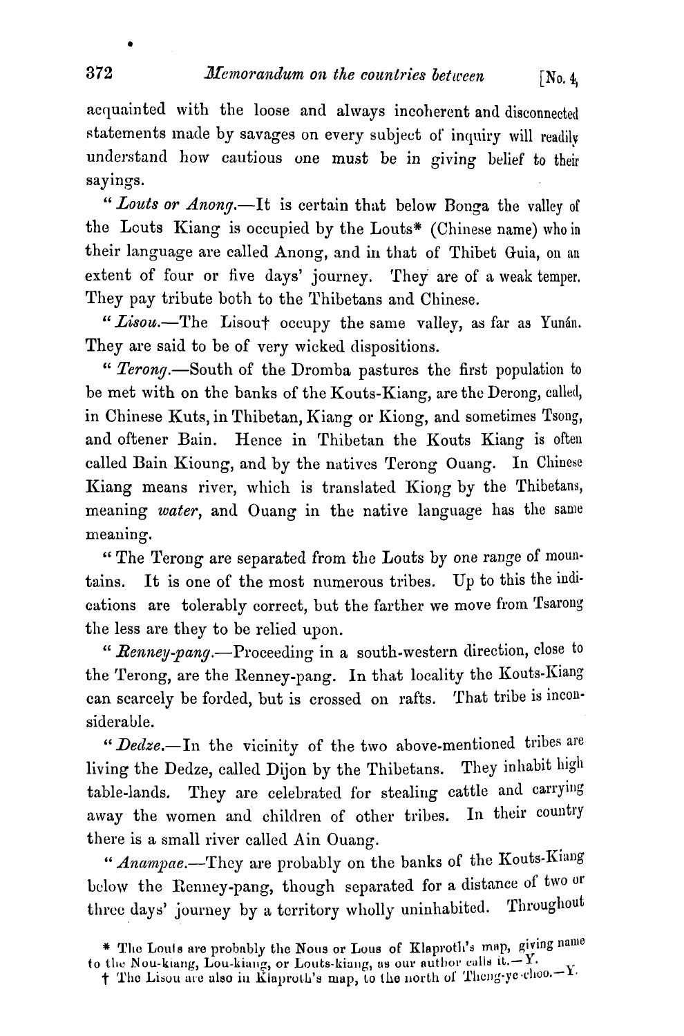acquainted with the loose and always incoherent and disconnected statements made by savages on every subject of inquiry will readily understand how cautious one must be in giving belief to their sayings.

"*Louts or Anong*.—It is certain that below Bonga the valley of the Louts Kiang is occupied by the Louts* (Chinese name) who in their language are called Anong, and in that of Thibet Guia, on an extent of four or five days' journey. They are of a weak temper. They pay tribute both to the Thibetans and Chinese.

"*Lisou*.—The Lisou† occupy the same valley, as far as Yunán. They are said to be of very wicked dispositions.

"*Terong*.—South of the Dromba pastures the first population to be met with on the banks of the Kouts-Kiang, are the Derong, called, in Chinese Kuts, in Thibetan, Kiang or Kiong, and sometimes Tsong, and oftener Bain. Hence in Thibetan the Kouts Kiang is often called Bain Kioung, and by the natives Terong Ouang. In Chinese Kiang means river, which is translated Kiong by the Thibetans, meaning *water*, and Ouang in the native language has the same meaning.

"The Terong are separated from the Louts by one range of mountains. It is one of the most numerous tribes. Up to this the indications are tolerably correct, but the farther we move from Tsarong the less are they to be relied upon.

"*Renney-pang*.—Proceeding in a south-western direction, close to the Terong, are the Renney-pang. In that locality the Kouts-Kiang can scarcely be forded, but is crossed on rafts. That tribe is inconsiderable.

"*Dedze*.—In the vicinity of the two above-mentioned tribes are living the Dedze, called Dijon by the Thibetans. They inhabit high table-lands. They are celebrated for stealing cattle and carrying away the women and children of other tribes. In their country there is a small river called Ain Ouang.

"*Anampae*.—They are probably on the banks of the Kouts-Kiang below the Renney-pang, though separated for a distance of two or three days' journey by a territory wholly uninhabited. Throughout

* The Louts are probably the Nous or Lous of Klaproth's map, giving name to the Nou-kiang, Lou-kiang, or Louts-kiang, as our author calls it.—Y.

† The Lisou are also in Klaproth's map, to the north of Theng-ye-choo.—Y.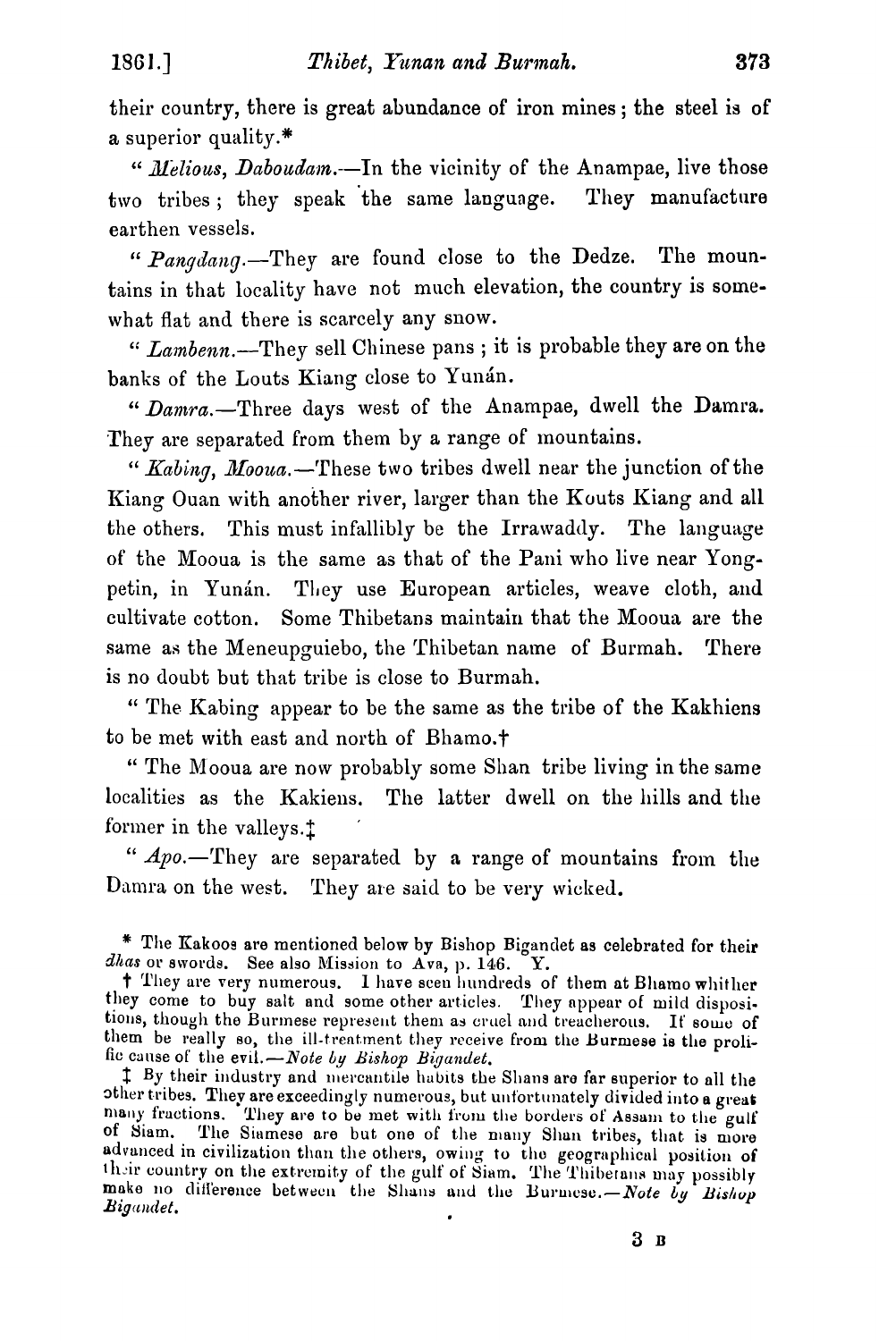their country, there is great abundance of iron mines; the steel is of a superior quality.*

"*Melious, Daboudam.*—In the vicinity of the Anampae, live those two tribes; they speak the same language. They manufacture earthen vessels.

"*Pangdang.*—They are found close to the Dedze. The mountains in that locality have not much elevation, the country is somewhat flat and there is scarcely any snow.

"*Lambenn.*—They sell Chinese pans; it is probable they are on the banks of the Louts Kiang close to Yunán.

"*Damra.*—Three days west of the Anampae, dwell the Damra. They are separated from them by a range of mountains.

"*Kabing, Mooua.*—These two tribes dwell near the junction of the Kiang Ouan with another river, larger than the Kouts Kiang and all the others. This must infallibly be the Irrawaddy. The language of the Mooua is the same as that of the Pani who live near Yongpetin, in Yunán. They use European articles, weave cloth, and cultivate cotton. Some Thibetans maintain that the Mooua are the same as the Meneupguiebo, the Thibetan name of Burmah. There is no doubt but that tribe is close to Burmah.

"The Kabing appear to be the same as the tribe of the Kakhiens to be met with east and north of Bhamo.†

"The Mooua are now probably some Shan tribe living in the same localities as the Kakiens. The latter dwell on the hills and the former in the valleys.‡

"*Apo.*—They are separated by a range of mountains from the Damra on the west. They are said to be very wicked.

---

* The Kakoos are mentioned below by Bishop Bigandet as celebrated for their *dhas* or swords. See also Mission to Ava, p. 146. Y.

† They are very numerous. I have seen hundreds of them at Bhamo whither they come to buy salt and some other articles. They appear of mild dispositions, though the Burmese represent them as cruel and treacherous. If some of them be really so, the ill-treatment they receive from the Burmese is the prolific cause of the evil.—*Note by Bishop Bigandet.*

‡ By their industry and mercantile habits the Shans are far superior to all the other tribes. They are exceedingly numerous, but unfortunately divided into a great many fractions. They are to be met with from the borders of Assam to the gulf of Siam. The Siamese are but one of the many Shan tribes, that is more advanced in civilization than the others, owing to the geographical position of their country on the extremity of the gulf of Siam. The Thibetans may possibly make no difference between the Shans and the Burmese.—*Note by Bishop Bigandet.*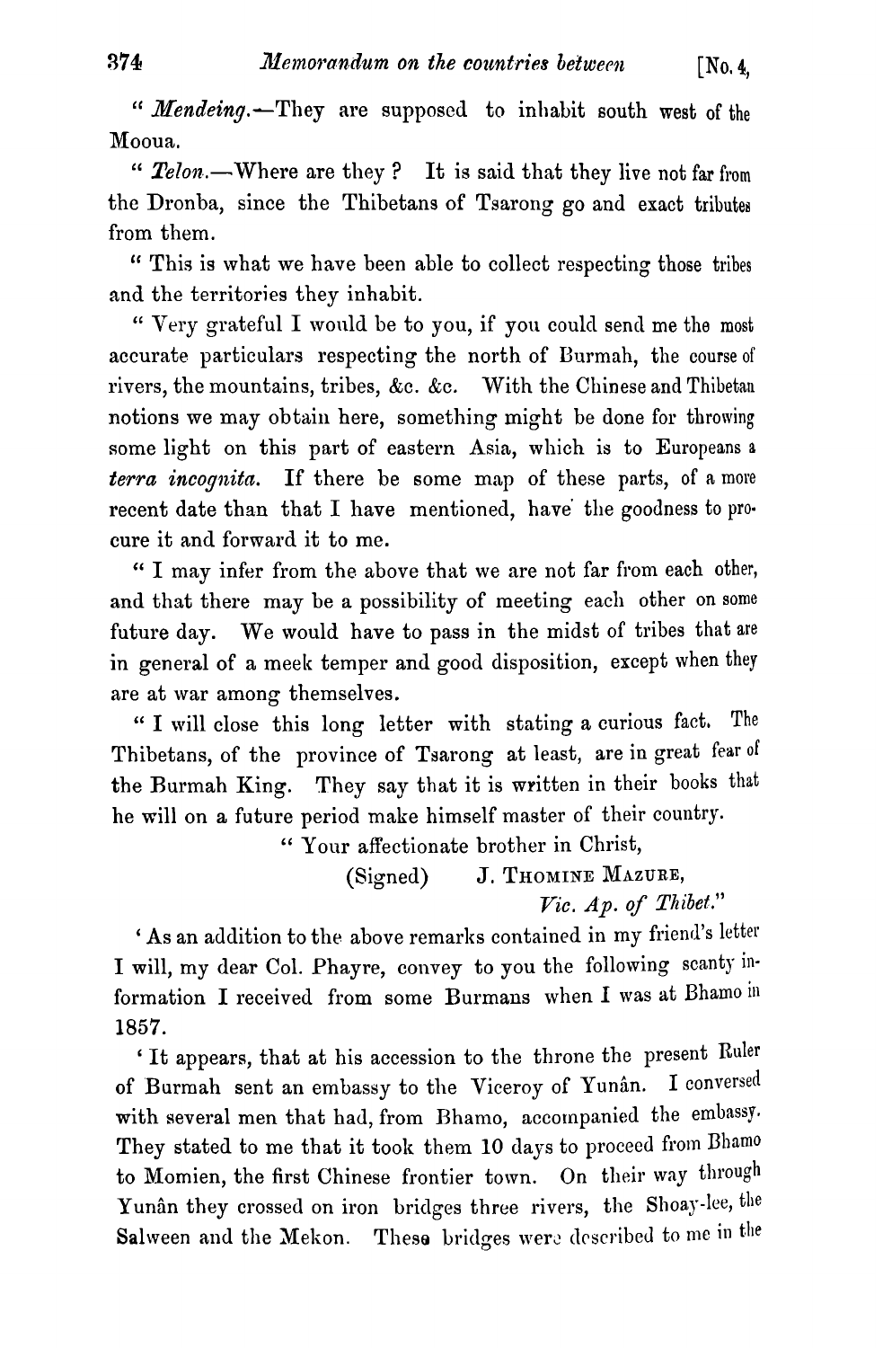" *Mendeing.*—They are supposed to inhabit south west of the Mooua.

" *Telon.*—Where are they ? It is said that they live not far from the Dronba, since the Thibetans of Tsarong go and exact tributes from them.

" This is what we have been able to collect respecting those tribes and the territories they inhabit.

" Very grateful I would be to you, if you could send me the most accurate particulars respecting the north of Burmah, the course of rivers, the mountains, tribes, &c. &c. With the Chinese and Thibetan notions we may obtain here, something might be done for throwing some light on this part of eastern Asia, which is to Europeans a *terra incognita.* If there be some map of these parts, of a more recent date than that I have mentioned, have the goodness to procure it and forward it to me.

" I may infer from the above that we are not far from each other, and that there may be a possibility of meeting each other on some future day. We would have to pass in the midst of tribes that are in general of a meek temper and good disposition, except when they are at war among themselves.

" I will close this long letter with stating a curious fact. The Thibetans, of the province of Tsarong at least, are in great fear of the Burmah King. They say that it is written in their books that he will on a future period make himself master of their country.

" Your affectionate brother in Christ,

(Signed) J. Thomine Mazure,

*Vic. Ap. of Thibet.*"

' As an addition to the above remarks contained in my friend's letter I will, my dear Col. Phayre, convey to you the following scanty information I received from some Burmans when I was at Bhamo in 1857.

' It appears, that at his accession to the throne the present Ruler of Burmah sent an embassy to the Viceroy of Yunân. I conversed with several men that had, from Bhamo, accompanied the embassy. They stated to me that it took them 10 days to proceed from Bhamo to Momien, the first Chinese frontier town. On their way through Yunân they crossed on iron bridges three rivers, the Shoay-lee, the Salween and the Mekon. These bridges were described to me in the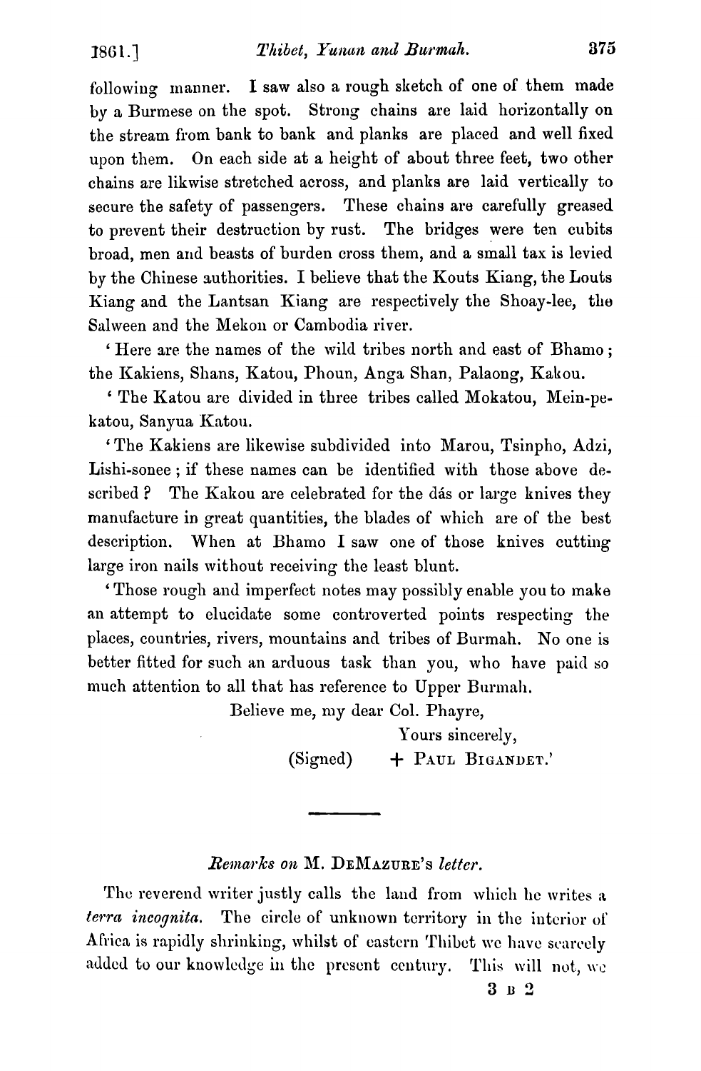following manner. I saw also a rough sketch of one of them made by a Burmese on the spot. Strong chains are laid horizontally on the stream from bank to bank and planks are placed and well fixed upon them. On each side at a height of about three feet, two other chains are likwise stretched across, and planks are laid vertically to secure the safety of passengers. These chains are carefully greased to prevent their destruction by rust. The bridges were ten cubits broad, men and beasts of burden cross them, and a small tax is levied by the Chinese authorities. I believe that the Kouts Kiang, the Louts Kiang and the Lantsan Kiang are respectively the Shoay-lee, the Salween and the Mekon or Cambodia river.

'Here are the names of the wild tribes north and east of Bhamo; the Kakiens, Shans, Katou, Phoun, Anga Shan, Palaong, Kakou.

'The Katou are divided in three tribes called Mokatou, Mein-pe-katou, Sanyua Katou.

'The Kakiens are likewise subdivided into Marou, Tsinpho, Adzi, Lishi-sonee; if these names can be identified with those above described? The Kakou are celebrated for the dás or large knives they manufacture in great quantities, the blades of which are of the best description. When at Bhamo I saw one of those knives cutting large iron nails without receiving the least blunt.

'Those rough and imperfect notes may possibly enable you to make an attempt to elucidate some controverted points respecting the places, countries, rivers, mountains and tribes of Burmah. No one is better fitted for such an arduous task than you, who have paid so much attention to all that has reference to Upper Burmah.

Believe me, my dear Col. Phayre,

Yours sincerely,

(Signed) + PAUL BIGANDET.'

---

## *Remarks on* M. DEMAZURE'S *letter.*

The reverend writer justly calls the land from which he writes a *terra incognita*. The circle of unknown territory in the interior of Africa is rapidly shrinking, whilst of eastern Thibet we have scarcely added to our knowledge in the present century. This will not, we

3 B 2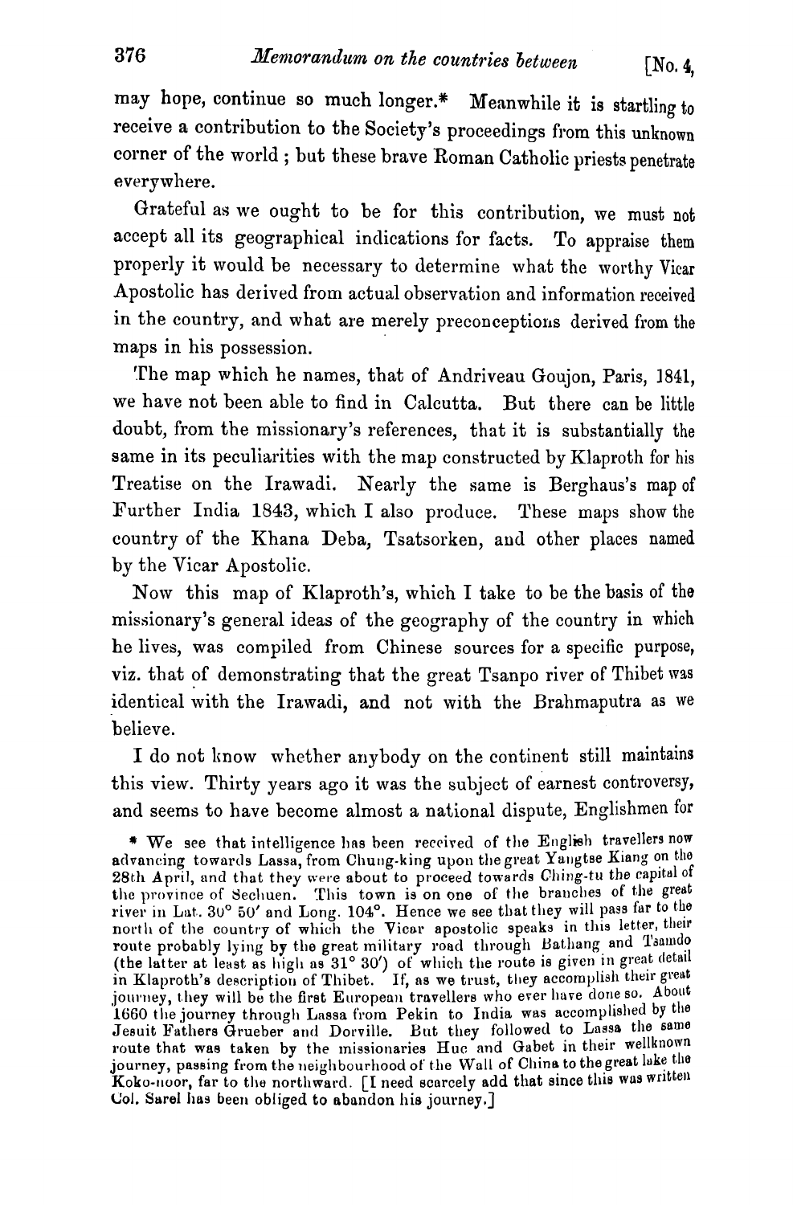may hope, continue so much longer.* Meanwhile it is startling to receive a contribution to the Society's proceedings from this unknown corner of the world ; but these brave Roman Catholic priests penetrate everywhere.

Grateful as we ought to be for this contribution, we must not accept all its geographical indications for facts. To appraise them properly it would be necessary to determine what the worthy Vicar Apostolic has derived from actual observation and information received in the country, and what are merely preconceptions derived from the maps in his possession.

The map which he names, that of Andriveau Goujon, Paris, 1841, we have not been able to find in Calcutta. But there can be little doubt, from the missionary's references, that it is substantially the same in its peculiarities with the map constructed by Klaproth for his Treatise on the Irawadi. Nearly the same is Berghaus's map of Further India 1843, which I also produce. These maps show the country of the Khana Deba, Tsatsorken, and other places named by the Vicar Apostolic.

Now this map of Klaproth's, which I take to be the basis of the missionary's general ideas of the geography of the country in which he lives, was compiled from Chinese sources for a specific purpose, viz. that of demonstrating that the great Tsanpo river of Thibet was identical with the Irawadi, and not with the Brahmaputra as we believe.

I do not know whether anybody on the continent still maintains this view. Thirty years ago it was the subject of earnest controversy, and seems to have become almost a national dispute, Englishmen for

* We see that intelligence has been received of the English travellers now advancing towards Lassa, from Chung-king upon the great Yangtse Kiang on the 28th April, and that they were about to proceed towards Ching-tu the capital of the province of Sechuen. This town is on one of the branches of the great river in Lat. 30° 50′ and Long. 104°. Hence we see that they will pass far to the north of the country of which the Vicar apostolic speaks in this letter, their route probably lying by the great military road through Bathang and Tsamdo (the latter at least as high as 31° 30′) of which the route is given in great detail in Klaproth's description of Thibet. If, as we trust, they accomplish their great journey, they will be the first European travellers who ever have done so. About 1660 the journey through Lassa from Pekin to India was accomplished by the Jesuit Fathers Grueber and Dorville. But they followed to Lassa the same route that was taken by the missionaries Huc and Gabet in their wellknown journey, passing from the neighbourhood of the Wall of China to the great lake the Koko-noor, far to the northward. [I need scarcely add that since this was written Col. Sarel has been obliged to abandon his journey.]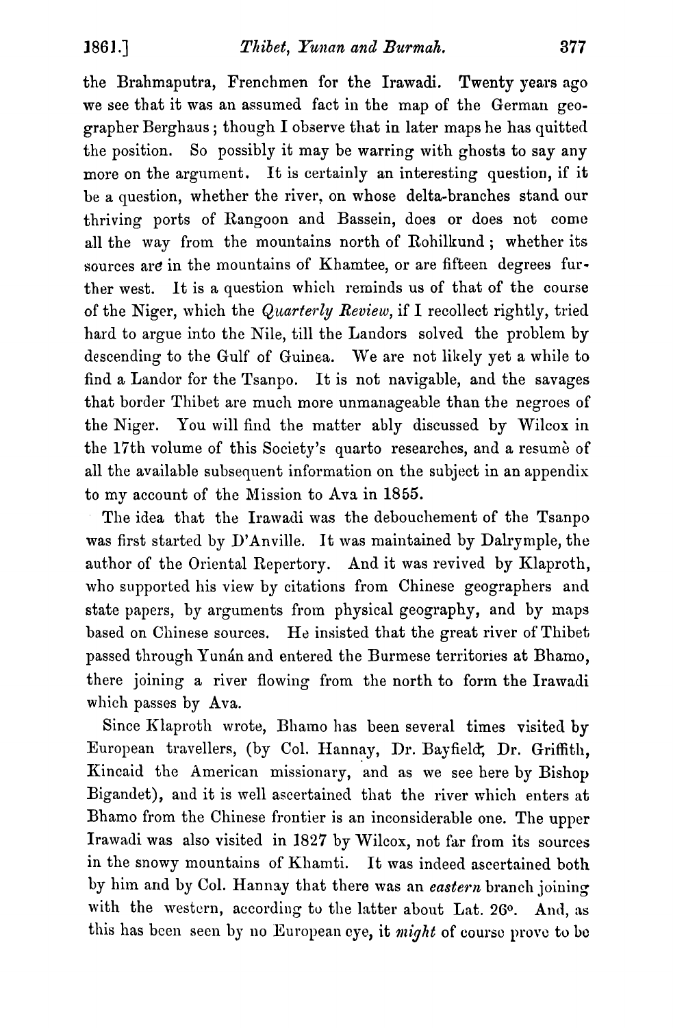the Brahmaputra, Frenchmen for the Irawadi. Twenty years ago we see that it was an assumed fact in the map of the German geographer Berghaus; though I observe that in later maps he has quitted the position. So possibly it may be warring with ghosts to say any more on the argument. It is certainly an interesting question, if it be a question, whether the river, on whose delta-branches stand our thriving ports of Rangoon and Bassein, does or does not come all the way from the mountains north of Rohilkund; whether its sources are in the mountains of Khamtee, or are fifteen degrees further west. It is a question which reminds us of that of the course of the Niger, which the *Quarterly Review*, if I recollect rightly, tried hard to argue into the Nile, till the Landors solved the problem by descending to the Gulf of Guinea. We are not likely yet a while to find a Landor for the Tsanpo. It is not navigable, and the savages that border Thibet are much more unmanageable than the negroes of the Niger. You will find the matter ably discussed by Wilcox in the 17th volume of this Society's quarto researches, and a resumè of all the available subsequent information on the subject in an appendix to my account of the Mission to Ava in 1855.

The idea that the Irawadi was the debouchement of the Tsanpo was first started by D'Anville. It was maintained by Dalrymple, the author of the Oriental Repertory. And it was revived by Klaproth, who supported his view by citations from Chinese geographers and state papers, by arguments from physical geography, and by maps based on Chinese sources. He insisted that the great river of Thibet passed through Yunán and entered the Burmese territories at Bhamo, there joining a river flowing from the north to form the Irawadi which passes by Ava.

Since Klaproth wrote, Bhamo has been several times visited by European travellers, (by Col. Hannay, Dr. Bayfield, Dr. Griffith, Kincaid the American missionary, and as we see here by Bishop Bigandet), and it is well ascertained that the river which enters at Bhamo from the Chinese frontier is an inconsiderable one. The upper Irawadi was also visited in 1827 by Wilcox, not far from its sources in the snowy mountains of Khamti. It was indeed ascertained both by him and by Col. Hannay that there was an *eastern* branch joining with the western, according to the latter about Lat. 26°. And, as this has been seen by no European eye, it *might* of course prove to be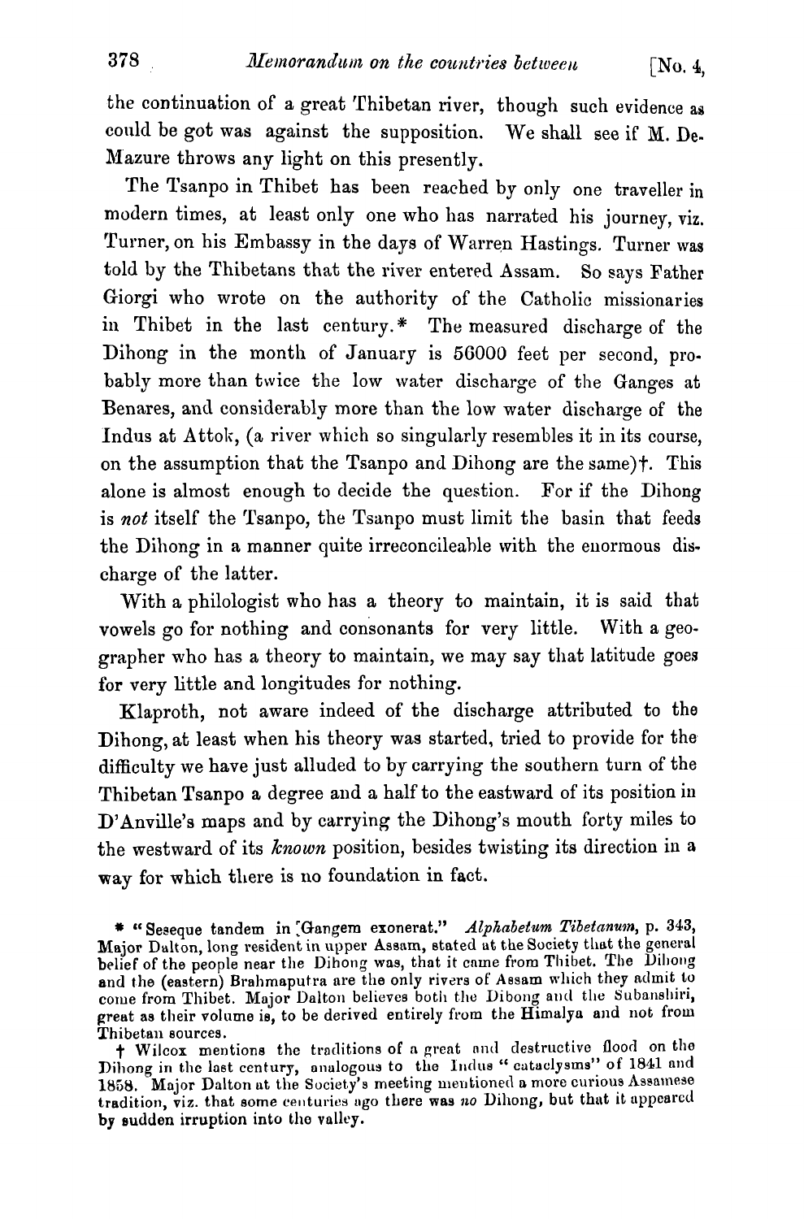the continuation of a great Thibetan river, though such evidence as could be got was against the supposition. We shall see if M. De-Mazure throws any light on this presently.

The Tsanpo in Thibet has been reached by only one traveller in modern times, at least only one who has narrated his journey, viz. Turner, on his Embassy in the days of Warren Hastings. Turner was told by the Thibetans that the river entered Assam. So says Father Giorgi who wrote on the authority of the Catholic missionaries in Thibet in the last century.* The measured discharge of the Dihong in the month of January is 56000 feet per second, probably more than twice the low water discharge of the Ganges at Benares, and considerably more than the low water discharge of the Indus at Attok, (a river which so singularly resembles it in its course, on the assumption that the Tsanpo and Dihong are the same)†. This alone is almost enough to decide the question. For if the Dihong is *not* itself the Tsanpo, the Tsanpo must limit the basin that feeds the Dihong in a manner quite irreconcileable with the enormous discharge of the latter.

With a philologist who has a theory to maintain, it is said that vowels go for nothing and consonants for very little. With a geographer who has a theory to maintain, we may say that latitude goes for very little and longitudes for nothing.

Klaproth, not aware indeed of the discharge attributed to the Dihong, at least when his theory was started, tried to provide for the difficulty we have just alluded to by carrying the southern turn of the Thibetan Tsanpo a degree and a half to the eastward of its position in D'Anville's maps and by carrying the Dihong's mouth forty miles to the westward of its *known* position, besides twisting its direction in a way for which there is no foundation in fact.

* "Seseque tandem in Gangem exonerat." *Alphabetum Tibetanum*, p. 343, Major Dalton, long resident in upper Assam, stated at the Society that the general belief of the people near the Dihong was, that it came from Thibet. The Dihong and the (eastern) Brahmaputra are the only rivers of Assam which they admit to come from Thibet. Major Dalton believes both the Dibong and the Subanshiri, great as their volume is, to be derived entirely from the Himalya and not from Thibetan sources.

† Wilcox mentions the traditions of a great and destructive flood on the Dihong in the last century, analogous to the Indus "cataclysms" of 1841 and 1858. Major Dalton at the Society's meeting mentioned a more curious Assamese tradition, viz. that some centuries ago there was *no* Dihong, but that it appeared by sudden irruption into the valley.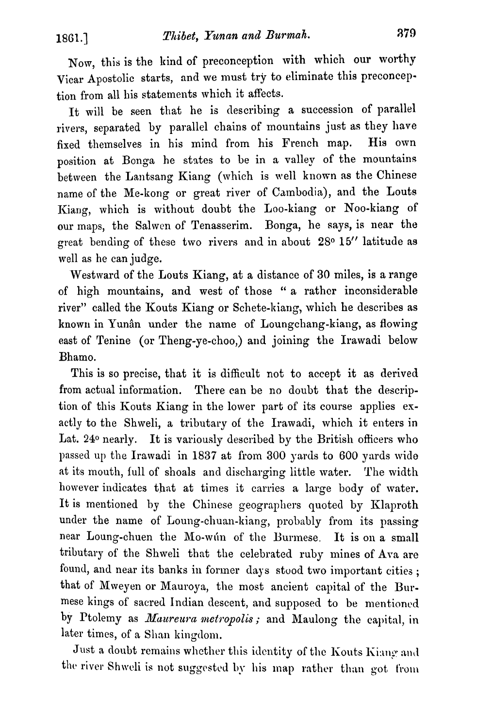Now, this is the kind of preconception with which our worthy Vicar Apostolic starts, and we must try to eliminate this preconception from all his statements which it affects.

It will be seen that he is describing a succession of parallel rivers, separated by parallel chains of mountains just as they have fixed themselves in his mind from his French map. His own position at Bonga he states to be in a valley of the mountains between the Lantsang Kiang (which is well known as the Chinese name of the Me-kong or great river of Cambodia), and the Louts Kiang, which is without doubt the Loo-kiang or Noo-kiang of our maps, the Salwen of Tenasserim. Bonga, he says, is near the great bending of these two rivers and in about 28° 15″ latitude as well as he can judge.

Westward of the Louts Kiang, at a distance of 30 miles, is a range of high mountains, and west of those " a rather inconsiderable river" called the Kouts Kiang or Schete-kiang, which he describes as known in Yunân under the name of Loungchang-kiang, as flowing east of Tenine (or Theng-ye-choo,) and joining the Irawadi below Bhamo.

This is so precise, that it is difficult not to accept it as derived from actual information. There can be no doubt that the description of this Kouts Kiang in the lower part of its course applies exactly to the Shweli, a tributary of the Irawadi, which it enters in Lat. 24° nearly. It is variously described by the British officers who passed up the Irawadi in 1837 at from 300 yards to 600 yards wide at its mouth, full of shoals and discharging little water. The width however indicates that at times it carries a large body of water. It is mentioned by the Chinese geographers quoted by Klaproth under the name of Loung-chuan-kiang, probably from its passing near Loung-chuen the Mo-wún of the Burmese. It is on a small tributary of the Shweli that the celebrated ruby mines of Ava are found, and near its banks in former days stood two important cities; that of Mweyen or Mauroya, the most ancient capital of the Burmese kings of sacred Indian descent, and supposed to be mentioned by Ptolemy as *Maureura metropolis;* and Maulong the capital, in later times, of a Shan kingdom.

Just a doubt remains whether this identity of the Kouts Kiang and the river Shweli is not suggested by his map rather than got from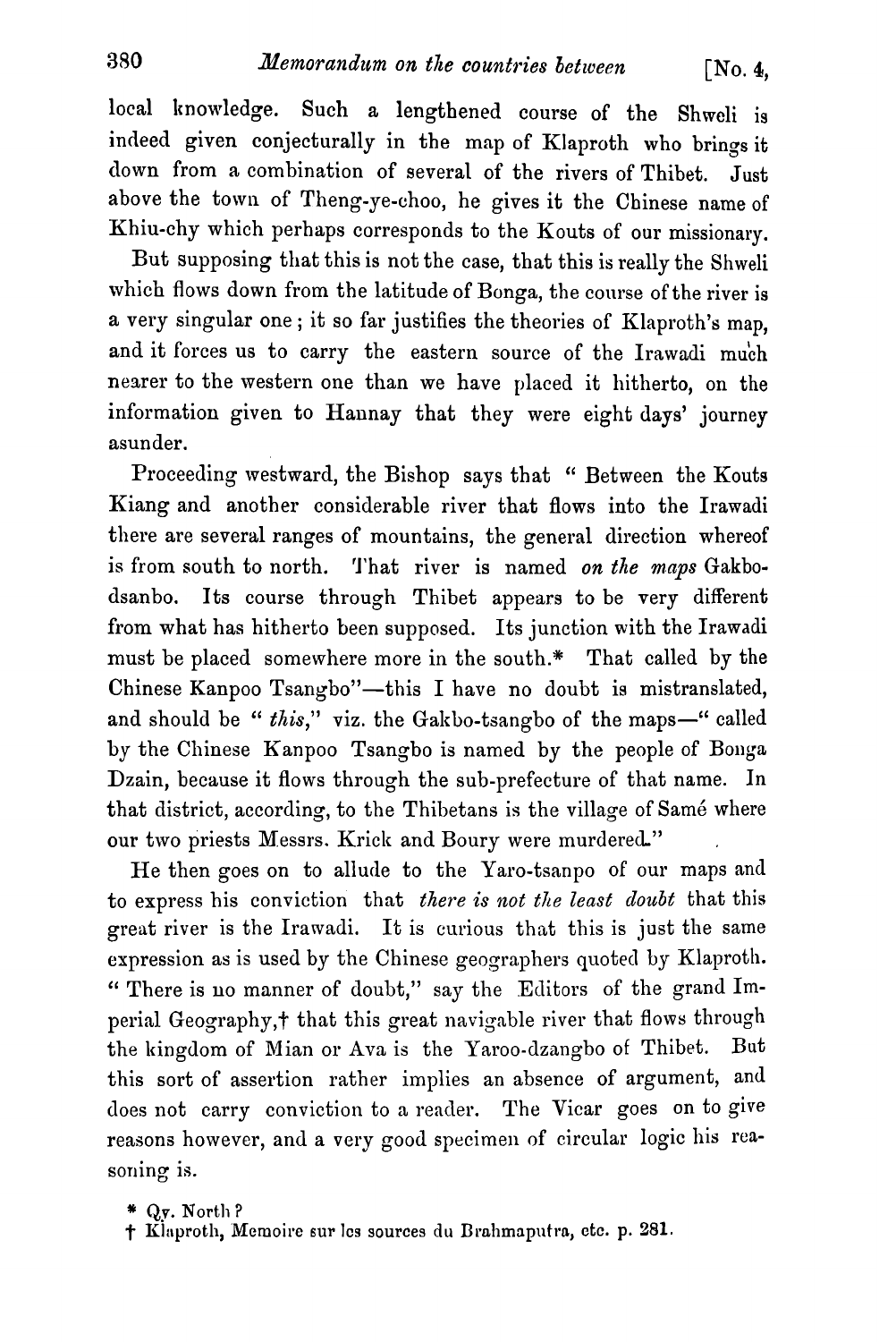local knowledge. Such a lengthened course of the Shweli is indeed given conjecturally in the map of Klaproth who brings it down from a combination of several of the rivers of Thibet. Just above the town of Theng-ye-choo, he gives it the Chinese name of Khiu-chy which perhaps corresponds to the Kouts of our missionary.

But supposing that this is not the case, that this is really the Shweli which flows down from the latitude of Bonga, the course of the river is a very singular one; it so far justifies the theories of Klaproth's map, and it forces us to carry the eastern source of the Irawadi much nearer to the western one than we have placed it hitherto, on the information given to Hannay that they were eight days' journey asunder.

Proceeding westward, the Bishop says that " Between the Kouts Kiang and another considerable river that flows into the Irawadi there are several ranges of mountains, the general direction whereof is from south to north. That river is named *on the maps* Gakbo-dsanbo. Its course through Thibet appears to be very different from what has hitherto been supposed. Its junction with the Irawadi must be placed somewhere more in the south.* That called by the Chinese Kanpoo Tsangbo"—this I have no doubt is mistranslated, and should be " *this*," viz. the Gakbo-tsangbo of the maps—" called by the Chinese Kanpoo Tsangbo is named by the people of Bonga Dzain, because it flows through the sub-prefecture of that name. In that district, according, to the Thibetans is the village of Samé where our two priests Messrs. Krick and Boury were murdered."

He then goes on to allude to the Yaro-tsanpo of our maps and to express his conviction that *there is not the least doubt* that this great river is the Irawadi. It is curious that this is just the same expression as is used by the Chinese geographers quoted by Klaproth. " There is no manner of doubt," say the Editors of the grand Imperial Geography,† that this great navigable river that flows through the kingdom of Mian or Ava is the Yaroo-dzangbo of Thibet. But this sort of assertion rather implies an absence of argument, and does not carry conviction to a reader. The Vicar goes on to give reasons however, and a very good specimen of circular logic his reasoning is.

\* Qy. North?

† Klaproth, Memoire sur les sources du Brahmaputra, etc. p. 281.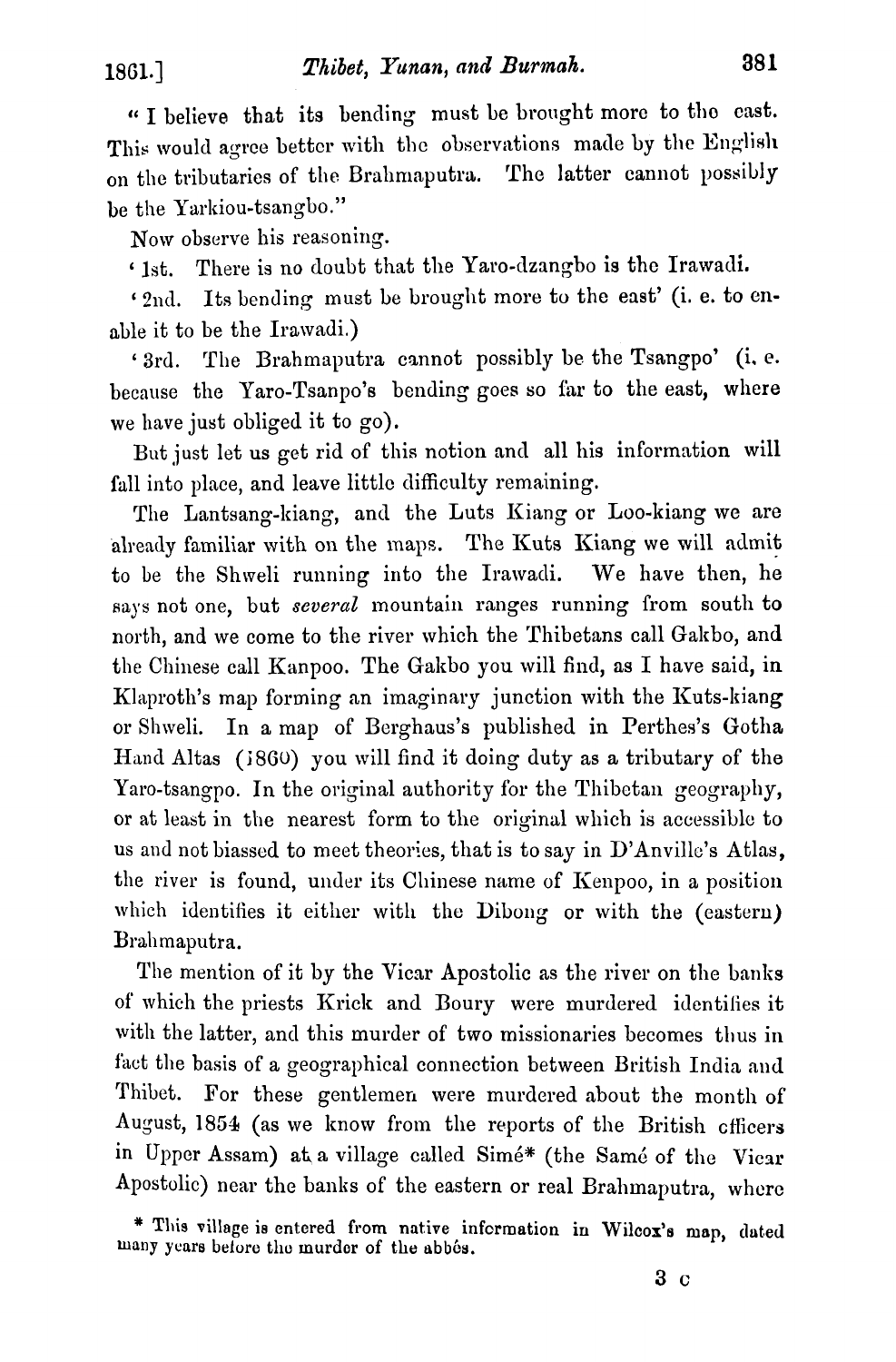" I believe that its bending must be brought more to the east. This would agree better with the observations made by the English on the tributaries of the Brahmaputra. The latter cannot possibly be the Yarkiou-tsangbo."

Now observe his reasoning.

'1st. There is no doubt that the Yaro-dzangbo is the Irawadi.

'2nd. Its bending must be brought more to the east' (i. e. to enable it to be the Irawadi.)

'3rd. The Brahmaputra cannot possibly be the Tsangpo' (i. e. because the Yaro-Tsanpo's bending goes so far to the east, where we have just obliged it to go).

But just let us get rid of this notion and all his information will fall into place, and leave little difficulty remaining.

The Lantsang-kiang, and the Luts Kiang or Loo-kiang we are already familiar with on the maps. The Kuts Kiang we will admit to be the Shweli running into the Irawadi. We have then, he says not one, but *several* mountain ranges running from south to north, and we come to the river which the Thibetans call Gakbo, and the Chinese call Kanpoo. The Gakbo you will find, as I have said, in Klaproth's map forming an imaginary junction with the Kuts-kiang or Shweli. In a map of Berghaus's published in Perthes's Gotha Hand Altas (1860) you will find it doing duty as a tributary of the Yaro-tsangpo. In the original authority for the Thibetan geography, or at least in the nearest form to the original which is accessible to us and not biassed to meet theories, that is to say in D'Anville's Atlas, the river is found, under its Chinese name of Kenpoo, in a position which identifies it either with the Dibong or with the (eastern) Brahmaputra.

The mention of it by the Vicar Apostolic as the river on the banks of which the priests Krick and Boury were murdered identifies it with the latter, and this murder of two missionaries becomes thus in fact the basis of a geographical connection between British India and Thibet. For these gentlemen were murdered about the month of August, 1854 (as we know from the reports of the British officers in Upper Assam) at a village called Simé* (the Samé of the Vicar Apostolic) near the banks of the eastern or real Brahmaputra, where

* This village is entered from native information in Wilcox's map, dated many years before the murder of the abbés.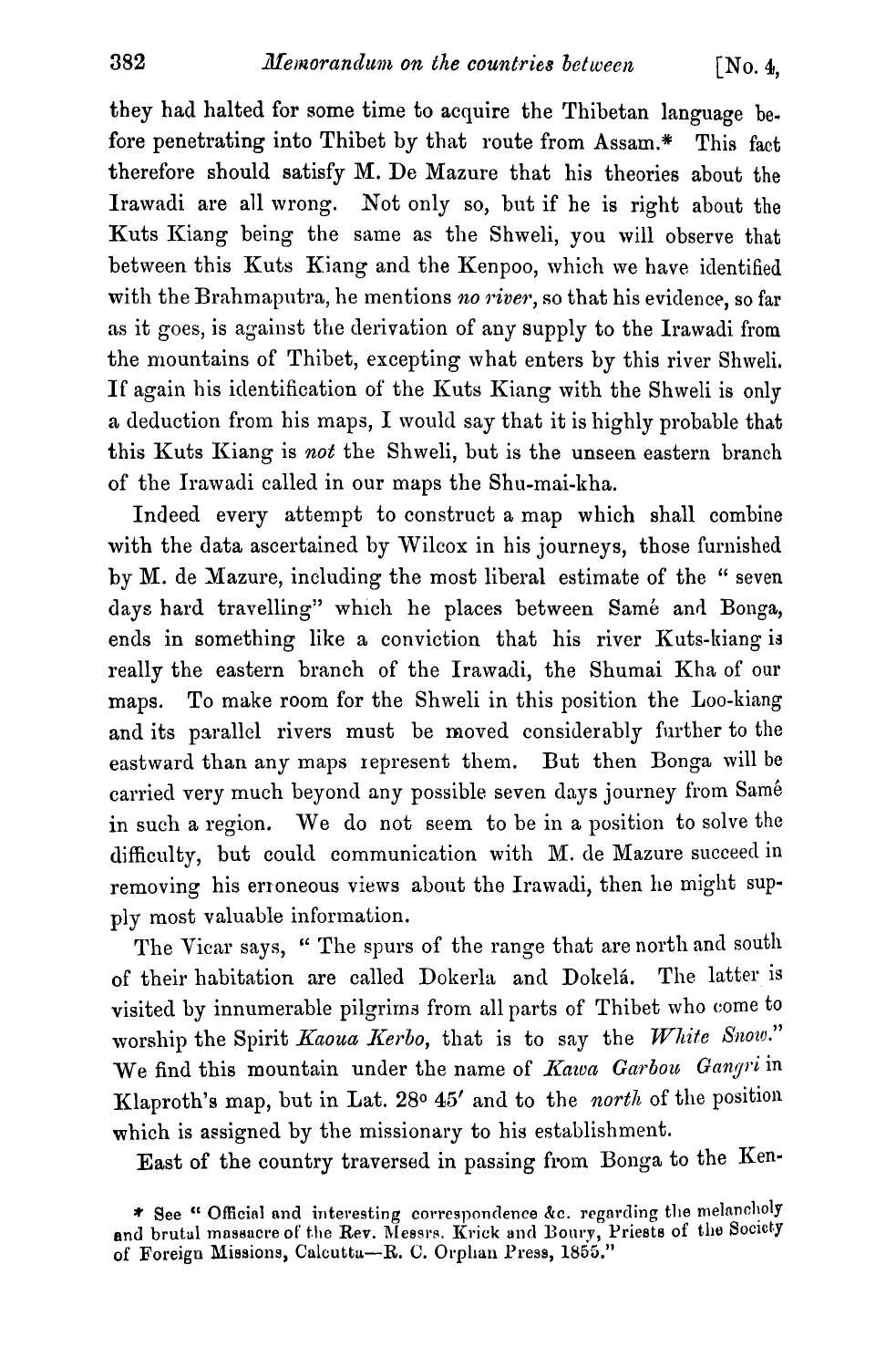they had halted for some time to acquire the Thibetan language before penetrating into Thibet by that route from Assam.* This fact therefore should satisfy M. De Mazure that his theories about the Irawadi are all wrong. Not only so, but if he is right about the Kuts Kiang being the same as the Shweli, you will observe that between this Kuts Kiang and the Kenpoo, which we have identified with the Brahmaputra, he mentions *no river*, so that his evidence, so far as it goes, is against the derivation of any supply to the Irawadi from the mountains of Thibet, excepting what enters by this river Shweli. If again his identification of the Kuts Kiang with the Shweli is only a deduction from his maps, I would say that it is highly probable that this Kuts Kiang is *not* the Shweli, but is the unseen eastern branch of the Irawadi called in our maps the Shu-mai-kha.

Indeed every attempt to construct a map which shall combine with the data ascertained by Wilcox in his journeys, those furnished by M. de Mazure, including the most liberal estimate of the "seven days hard travelling" which he places between Samé and Bonga, ends in something like a conviction that his river Kuts-kiang is really the eastern branch of the Irawadi, the Shumai Kha of our maps. To make room for the Shweli in this position the Loo-kiang and its parallel rivers must be moved considerably further to the eastward than any maps represent them. But then Bonga will be carried very much beyond any possible seven days journey from Samê in such a region. We do not seem to be in a position to solve the difficulty, but could communication with M. de Mazure succeed in removing his erroneous views about the Irawadi, then he might supply most valuable information.

The Vicar says, "The spurs of the range that are north and south of their habitation are called Dokerla and Dokelá. The latter is visited by innumerable pilgrims from all parts of Thibet who come to worship the Spirit *Kaoua Kerbo*, that is to say the *White Snow*." We find this mountain under the name of *Kawa Garbou Gangri* in Klaproth's map, but in Lat. 28° 45′ and to the *north* of the position which is assigned by the missionary to his establishment.

East of the country traversed in passing from Bonga to the Ken-

* See "Official and interesting correspondence &c. regarding the melancholy and brutal massacre of the Rev. Messrs. Krick and Boury, Priests of the Society of Foreign Missions, Calcutta—R. C. Orphan Press, 1855."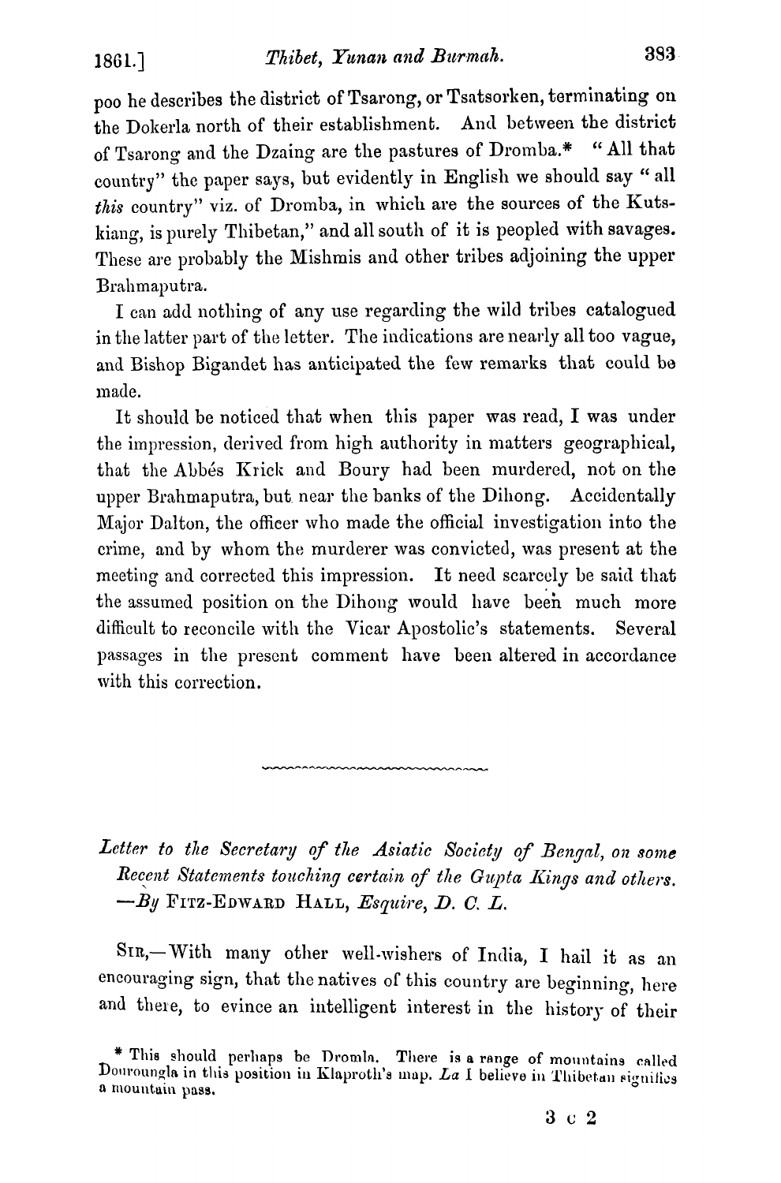poo he describes the district of Tsarong, or Tsatsorken, terminating on the Dokerla north of their establishment. And between the district of Tsarong and the Dzaing are the pastures of Dromba.* "All that country" the paper says, but evidently in English we should say "all *this* country" viz. of Dromba, in which are the sources of the Kutskiang, is purely Thibetan," and all south of it is peopled with savages. These are probably the Mishmis and other tribes adjoining the upper Brahmaputra.

I can add nothing of any use regarding the wild tribes catalogued in the latter part of the letter. The indications are nearly all too vague, and Bishop Bigandet has anticipated the few remarks that could be made.

It should be noticed that when this paper was read, I was under the impression, derived from high authority in matters geographical, that the Abbés Krick and Boury had been murdered, not on the upper Brahmaputra, but near the banks of the Dihong. Accidentally Major Dalton, the officer who made the official investigation into the crime, and by whom the murderer was convicted, was present at the meeting and corrected this impression. It need scarcely be said that the assumed position on the Dihong would have been much more difficult to reconcile with the Vicar Apostolic's statements. Several passages in the present comment have been altered in accordance with this correction.

---

## *Letter to the Secretary of the Asiatic Society of Bengal, on some Recent Statements touching certain of the Gupta Kings and others.* —*By* Fitz-Edward Hall, *Esquire, D. C. L.*

Sir,—With many other well-wishers of India, I hail it as an encouraging sign, that the natives of this country are beginning, here and there, to evince an intelligent interest in the history of their

\* This should perhaps be Dromla. There is a range of mountains called Douroungla in this position in Klaproth's map. *La* I believe in Thibetan signifies a mountain pass.